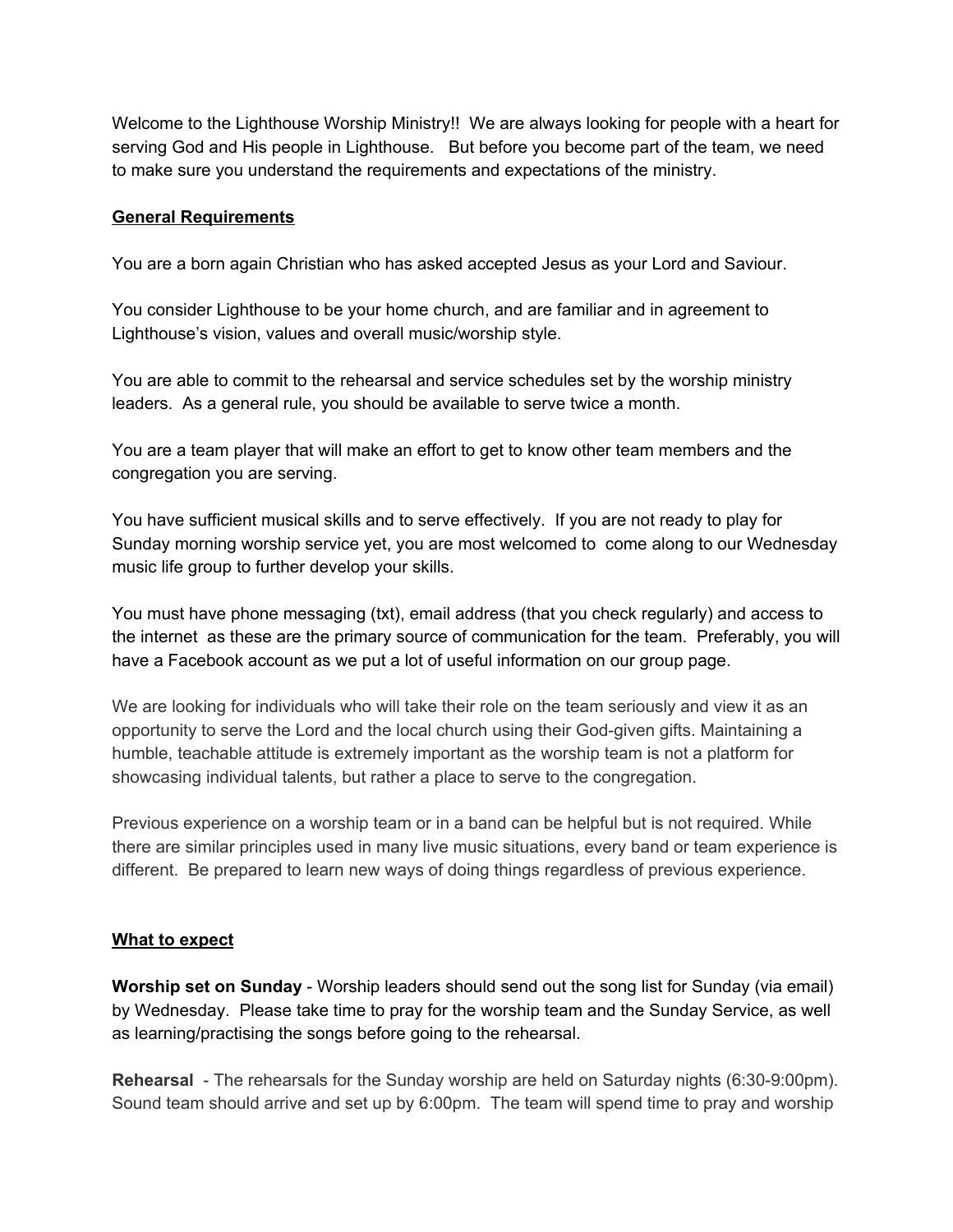Welcome to the Lighthouse Worship Ministry!! We are always looking for people with a heart for serving God and His people in Lighthouse. But before you become part of the team, we need to make sure you understand the requirements and expectations of the ministry.

## General Requirements

You are a born again Christian who has asked accepted Jesus as your Lord and Saviour.

You consider Lighthouse to be your home church, and are familiar and in agreement to Lighthouse's vision, values and overall music/worship style.

You are able to commit to the rehearsal and service schedules set by the worship ministry leaders. As a general rule, you should be available to serve twice a month.

You are a team player that will make an effort to get to know other team members and the congregation you are serving.

You have sufficient musical skills and to serve effectively. If you are not ready to play for Sunday morning worship service yet, you are most welcomed to come along to our Wednesday music life group to further develop your skills.

You must have phone messaging (txt), email address (that you check regularly) and access to the internet as these are the primary source of communication for the team. Preferably, you will have a Facebook account as we put a lot of useful information on our group page.

We are looking for individuals who will take their role on the team seriously and view it as an opportunity to serve the Lord and the local church using their God-given gifts. Maintaining a humble, teachable attitude is extremely important as the worship team is not a platform for showcasing individual talents, but rather a place to serve to the congregation.

Previous experience on a worship team or in a band can be helpful but is not required. While there are similar principles used in many live music situations, every band or team experience is different. Be prepared to learn new ways of doing things regardless of previous experience.

## What to expect

**Worship set on Sunday** - Worship leaders should send out the song list for Sunday (via email) by Wednesday. Please take time to pray for the worship team and the Sunday Service, as well as learning/practising the songs before going to the rehearsal.

**Rehearsal** - The rehearsals for the Sunday worship are held on Saturday nights (6:30-9:00pm). Sound team should arrive and set up by 6:00pm. The team will spend time to pray and worship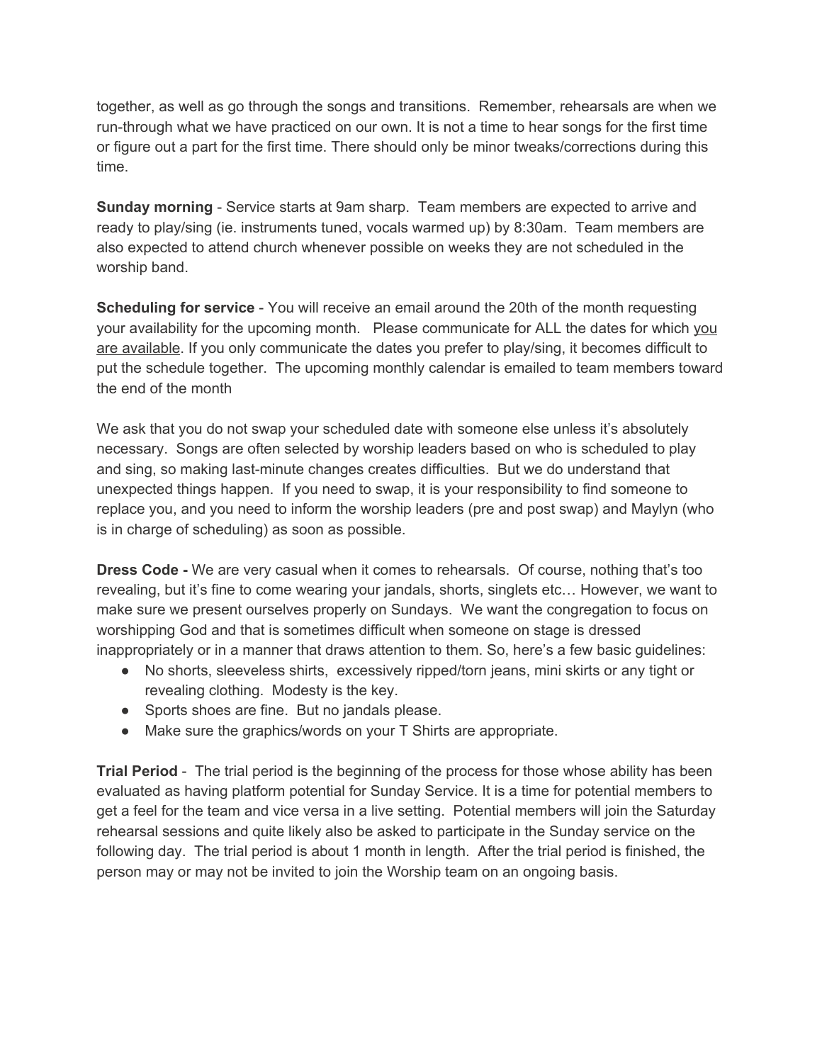together, as well as go through the songs and transitions. Remember, rehearsals are when we run-through what we have practiced on our own. It is not a time to hear songs for the first time or figure out a part for the first time. There should only be minor tweaks/corrections during this time.

**Sunday morning** - Service starts at 9am sharp. Team members are expected to arrive and ready to play/sing (ie. instruments tuned, vocals warmed up) by 8:30am. Team members are also expected to attend church whenever possible on weeks they are not scheduled in the worship band.

**Scheduling for service** - You will receive an email around the 20th of the month requesting your availability for the upcoming month. Please communicate for ALL the dates for which you are available. If you only communicate the dates you prefer to play/sing, it becomes difficult to put the schedule together. The upcoming monthly calendar is emailed to team members toward the end of the month

We ask that you do not swap your scheduled date with someone else unless it's absolutely necessary. Songs are often selected by worship leaders based on who is scheduled to play and sing, so making last-minute changes creates difficulties. But we do understand that unexpected things happen. If you need to swap, it is your responsibility to find someone to replace you, and you need to inform the worship leaders (pre and post swap) and Maylyn (who is in charge of scheduling) as soon as possible.

**Dress Code -** We are very casual when it comes to rehearsals. Of course, nothing that's too revealing, but it's fine to come wearing your jandals, shorts, singlets etc… However, we want to make sure we present ourselves properly on Sundays. We want the congregation to focus on worshipping God and that is sometimes difficult when someone on stage is dressed inappropriately or in a manner that draws attention to them. So, here's a few basic guidelines:

- No shorts, sleeveless shirts, excessively ripped/torn jeans, mini skirts or any tight or revealing clothing. Modesty is the key.
- Sports shoes are fine. But no jandals please.
- Make sure the graphics/words on your T Shirts are appropriate.

**Trial Period** - The trial period is the beginning of the process for those whose ability has been evaluated as having platform potential for Sunday Service. It is a time for potential members to get a feel for the team and vice versa in a live setting. Potential members will join the Saturday rehearsal sessions and quite likely also be asked to participate in the Sunday service on the following day. The trial period is about 1 month in length. After the trial period is finished, the person may or may not be invited to join the Worship team on an ongoing basis.